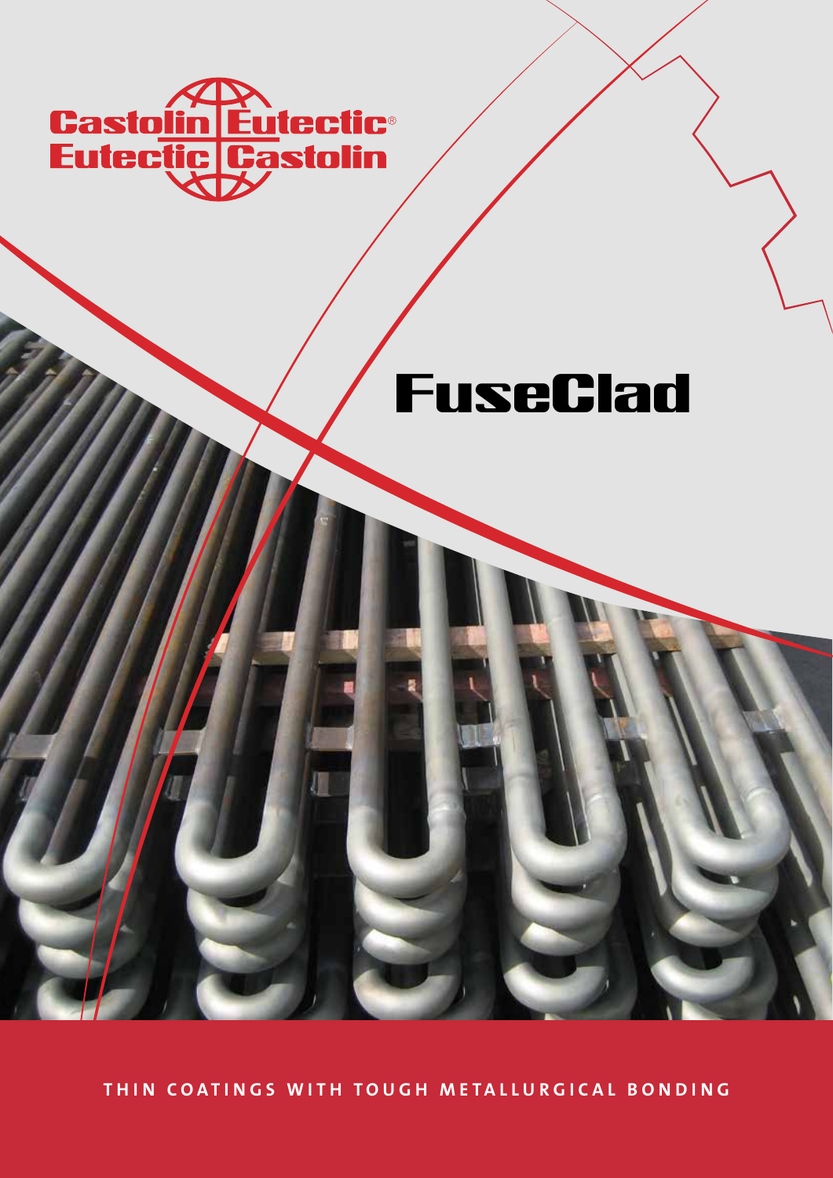Castolin Eutectic®
Eutectic Castolin

# FuseClad

**THIN COATINGS WITH TOUGH METALLURGICAL BONDING**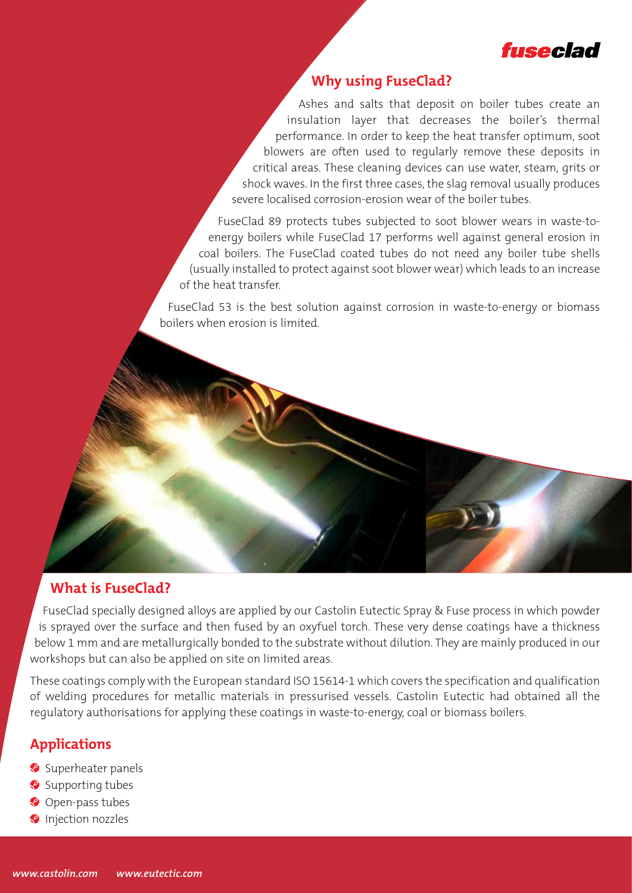**fuseclad**

## Why using FuseClad?

Ashes and salts that deposit on boiler tubes create an insulation layer that decreases the boiler's thermal performance. In order to keep the heat transfer optimum, soot blowers are often used to regularly remove these deposits in critical areas. These cleaning devices can use water, steam, grits or shock waves. In the first three cases, the slag removal usually produces severe localised corrosion-erosion wear of the boiler tubes.

FuseClad 89 protects tubes subjected to soot blower wears in waste-to-energy boilers while FuseClad 17 performs well against general erosion in coal boilers. The FuseClad coated tubes do not need any boiler tube shells (usually installed to protect against soot blower wear) which leads to an increase of the heat transfer.

FuseClad 53 is the best solution against corrosion in waste-to-energy or biomass boilers when erosion is limited.

## What is FuseClad?

FuseClad specially designed alloys are applied by our Castolin Eutectic Spray & Fuse process in which powder is sprayed over the surface and then fused by an oxyfuel torch. These very dense coatings have a thickness below 1 mm and are metallurgically bonded to the substrate without dilution. They are mainly produced in our workshops but can also be applied on site on limited areas.

These coatings comply with the European standard ISO 15614-1 which covers the specification and qualification of welding procedures for metallic materials in pressurised vessels. Castolin Eutectic had obtained all the regulatory authorisations for applying these coatings in waste-to-energy, coal or biomass boilers.

## Applications

- Superheater panels
- Supporting tubes
- Open-pass tubes
- Injection nozzles

*www.castolin.com www.eutectic.com*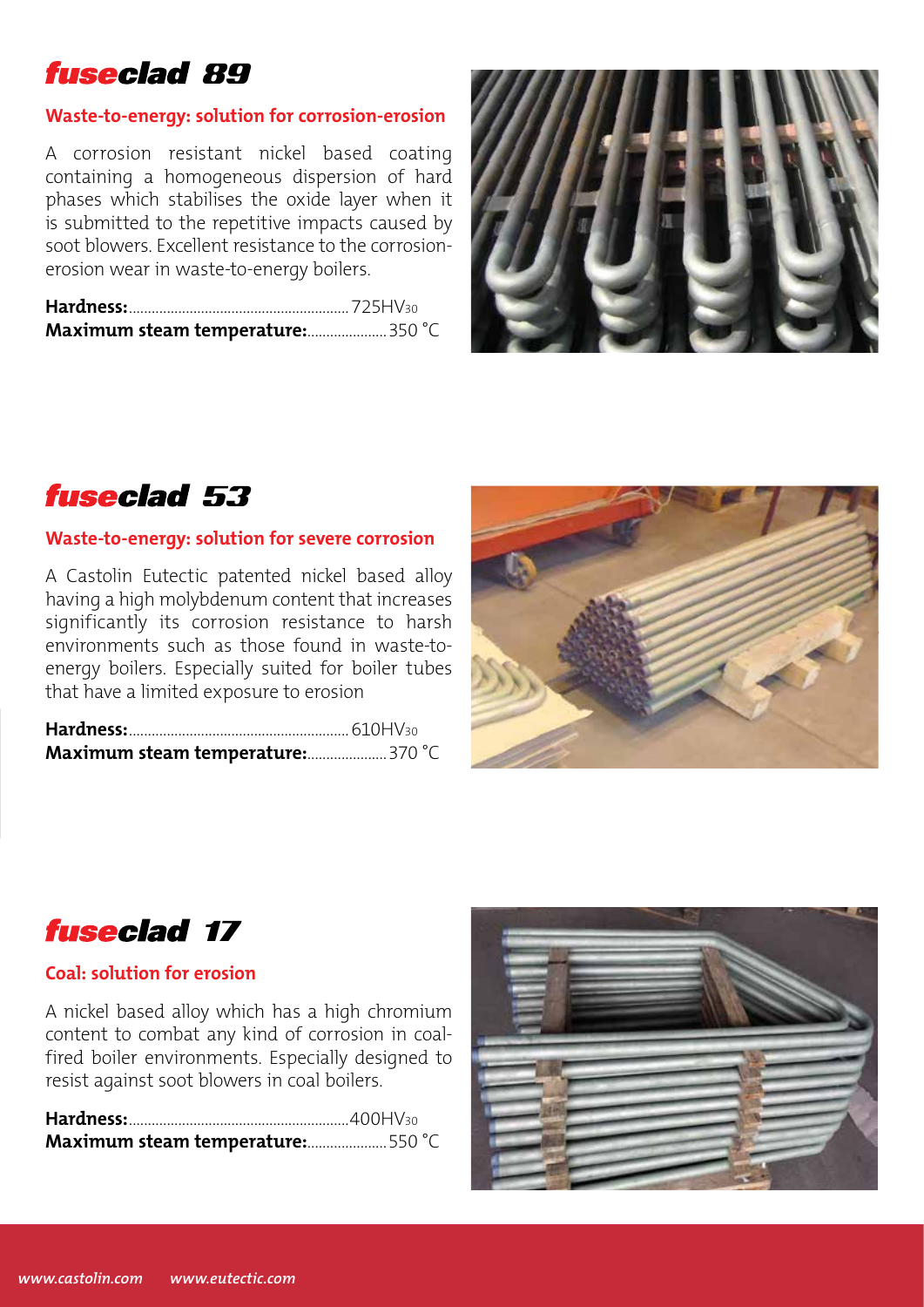## *fuseclad 89*

### Waste-to-energy: solution for corrosion-erosion

A corrosion resistant nickel based coating containing a homogeneous dispersion of hard phases which stabilises the oxide layer when it is submitted to the repetitive impacts caused by soot blowers. Excellent resistance to the corrosion-erosion wear in waste-to-energy boilers.

**Hardness:** 725 $HV_{30}$
**Maximum steam temperature:** 350 °C

## *fuseclad 53*

### Waste-to-energy: solution for severe corrosion

A Castolin Eutectic patented nickel based alloy having a high molybdenum content that increases significantly its corrosion resistance to harsh environments such as those found in waste-to-energy boilers. Especially suited for boiler tubes that have a limited exposure to erosion

**Hardness:** 610 $HV_{30}$
**Maximum steam temperature:** 370 °C

## *fuseclad 17*

### Coal: solution for erosion

A nickel based alloy which has a high chromium content to combat any kind of corrosion in coal-fired boiler environments. Especially designed to resist against soot blowers in coal boilers.

**Hardness:** 400 $HV_{30}$
**Maximum steam temperature:** 550 °C

*www.castolin.com* *www.eutectic.com*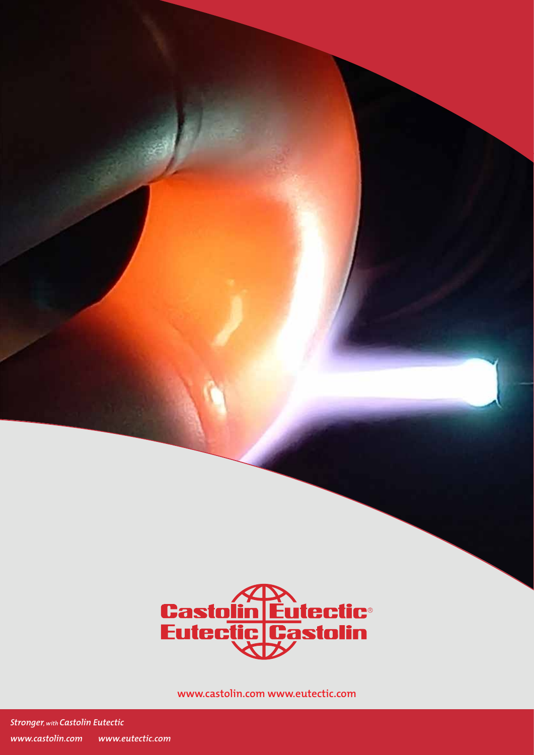Castolin Eutectic®
Eutectic Castolin

www.castolin.com www.eutectic.com

*Stronger, with Castolin Eutectic*

*www.castolin.com www.eutectic.com*